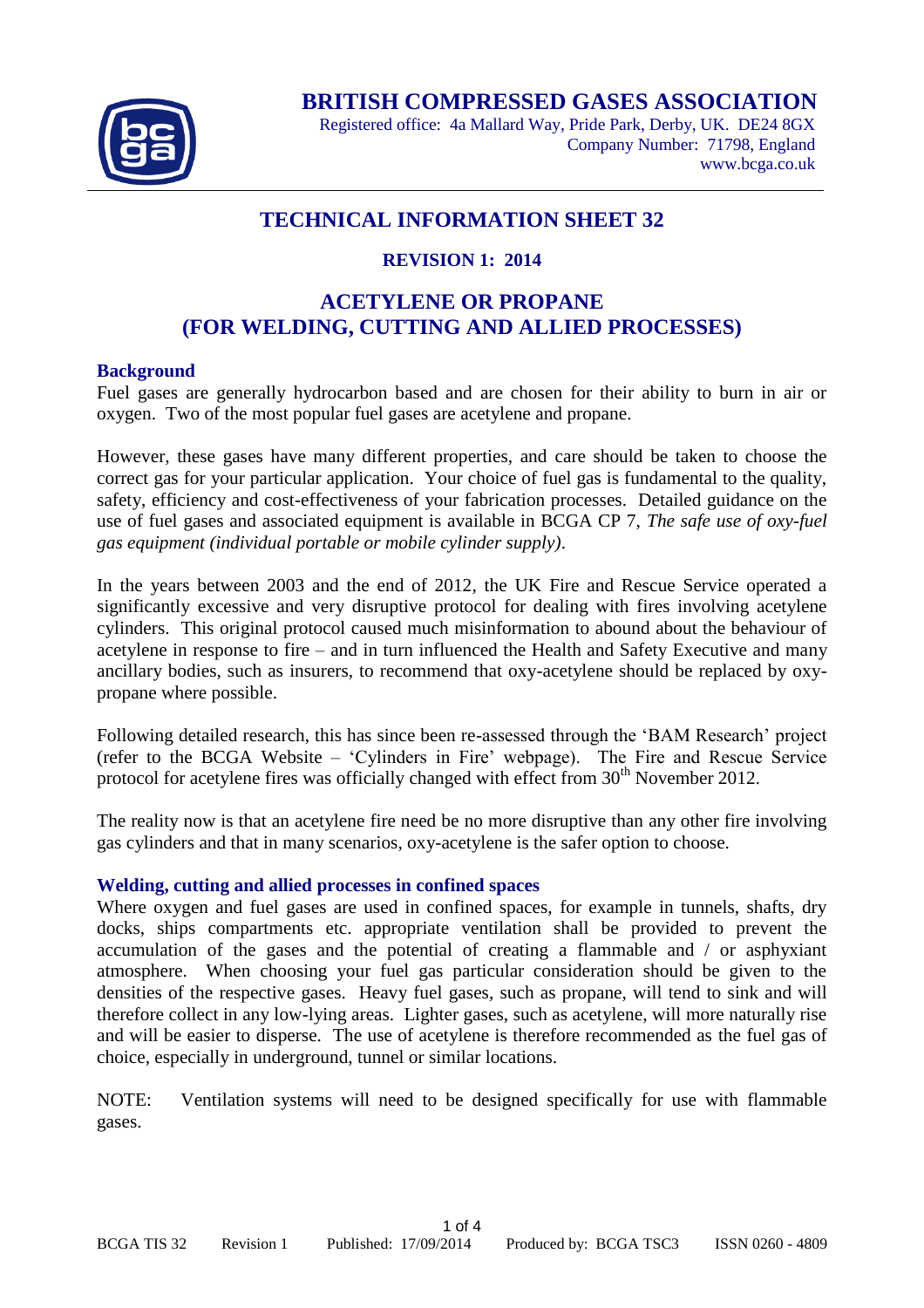# BRITISH COMPRESSED GASES ASSOCIATION

Registered office: 4a Mallard Way, Pride Park, Derby, UK. DE24 8GX
Company Number: 71798, England
www.bcga.co.uk

## TECHNICAL INFORMATION SHEET 32

### REVISION 1: 2014

## ACETYLENE OR PROPANE
## (FOR WELDING, CUTTING AND ALLIED PROCESSES)

### Background

Fuel gases are generally hydrocarbon based and are chosen for their ability to burn in air or oxygen. Two of the most popular fuel gases are acetylene and propane.

However, these gases have many different properties, and care should be taken to choose the correct gas for your particular application. Your choice of fuel gas is fundamental to the quality, safety, efficiency and cost-effectiveness of your fabrication processes. Detailed guidance on the use of fuel gases and associated equipment is available in BCGA CP 7, *The safe use of oxy-fuel gas equipment (individual portable or mobile cylinder supply)*.

In the years between 2003 and the end of 2012, the UK Fire and Rescue Service operated a significantly excessive and very disruptive protocol for dealing with fires involving acetylene cylinders. This original protocol caused much misinformation to abound about the behaviour of acetylene in response to fire – and in turn influenced the Health and Safety Executive and many ancillary bodies, such as insurers, to recommend that oxy-acetylene should be replaced by oxy-propane where possible.

Following detailed research, this has since been re-assessed through the 'BAM Research' project (refer to the BCGA Website – 'Cylinders in Fire' webpage). The Fire and Rescue Service protocol for acetylene fires was officially changed with effect from 30th November 2012.

The reality now is that an acetylene fire need be no more disruptive than any other fire involving gas cylinders and that in many scenarios, oxy-acetylene is the safer option to choose.

### Welding, cutting and allied processes in confined spaces

Where oxygen and fuel gases are used in confined spaces, for example in tunnels, shafts, dry docks, ships compartments etc. appropriate ventilation shall be provided to prevent the accumulation of the gases and the potential of creating a flammable and / or asphyxiant atmosphere. When choosing your fuel gas particular consideration should be given to the densities of the respective gases. Heavy fuel gases, such as propane, will tend to sink and will therefore collect in any low-lying areas. Lighter gases, such as acetylene, will more naturally rise and will be easier to disperse. The use of acetylene is therefore recommended as the fuel gas of choice, especially in underground, tunnel or similar locations.

NOTE: Ventilation systems will need to be designed specifically for use with flammable gases.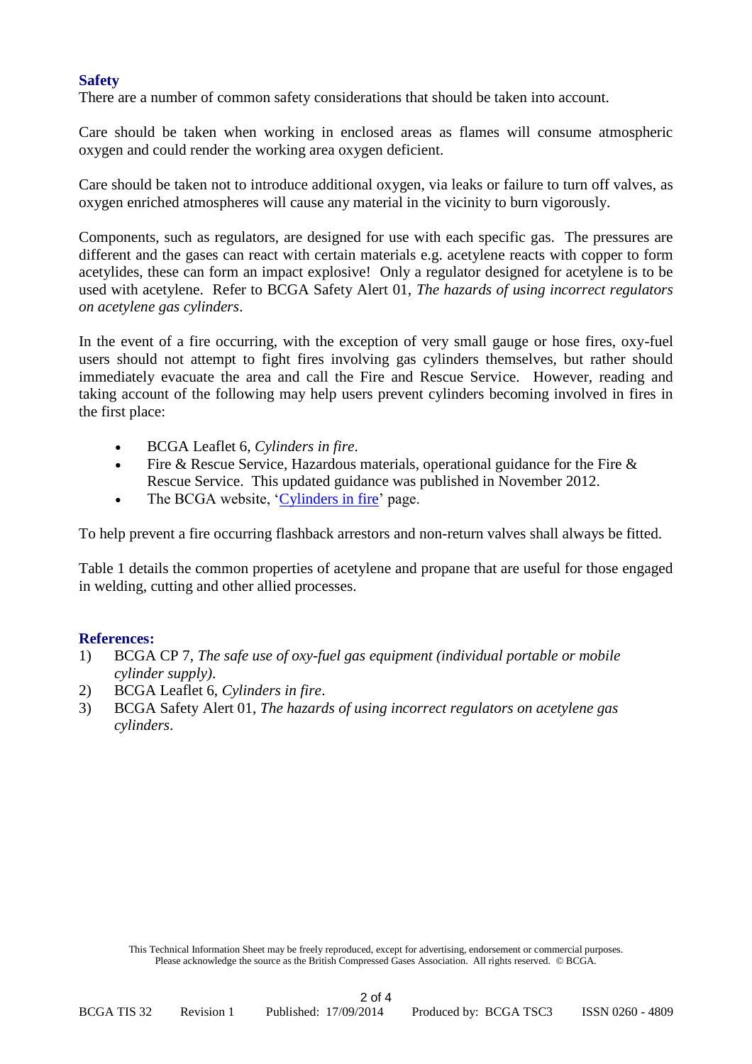## Safety

There are a number of common safety considerations that should be taken into account.

Care should be taken when working in enclosed areas as flames will consume atmospheric oxygen and could render the working area oxygen deficient.

Care should be taken not to introduce additional oxygen, via leaks or failure to turn off valves, as oxygen enriched atmospheres will cause any material in the vicinity to burn vigorously.

Components, such as regulators, are designed for use with each specific gas. The pressures are different and the gases can react with certain materials e.g. acetylene reacts with copper to form acetylides, these can form an impact explosive! Only a regulator designed for acetylene is to be used with acetylene. Refer to BCGA Safety Alert 01, *The hazards of using incorrect regulators on acetylene gas cylinders*.

In the event of a fire occurring, with the exception of very small gauge or hose fires, oxy-fuel users should not attempt to fight fires involving gas cylinders themselves, but rather should immediately evacuate the area and call the Fire and Rescue Service. However, reading and taking account of the following may help users prevent cylinders becoming involved in fires in the first place:

- BCGA Leaflet 6, *Cylinders in fire*.
- Fire & Rescue Service, Hazardous materials, operational guidance for the Fire & Rescue Service. This updated guidance was published in November 2012.
- The BCGA website, 'Cylinders in fire' page.

To help prevent a fire occurring flashback arrestors and non-return valves shall always be fitted.

Table 1 details the common properties of acetylene and propane that are useful for those engaged in welding, cutting and other allied processes.

## References:

1) BCGA CP 7, *The safe use of oxy-fuel gas equipment (individual portable or mobile cylinder supply)*.
2) BCGA Leaflet 6, *Cylinders in fire*.
3) BCGA Safety Alert 01, *The hazards of using incorrect regulators on acetylene gas cylinders*.

This Technical Information Sheet may be freely reproduced, except for advertising, endorsement or commercial purposes. Please acknowledge the source as the British Compressed Gases Association. All rights reserved. © BCGA.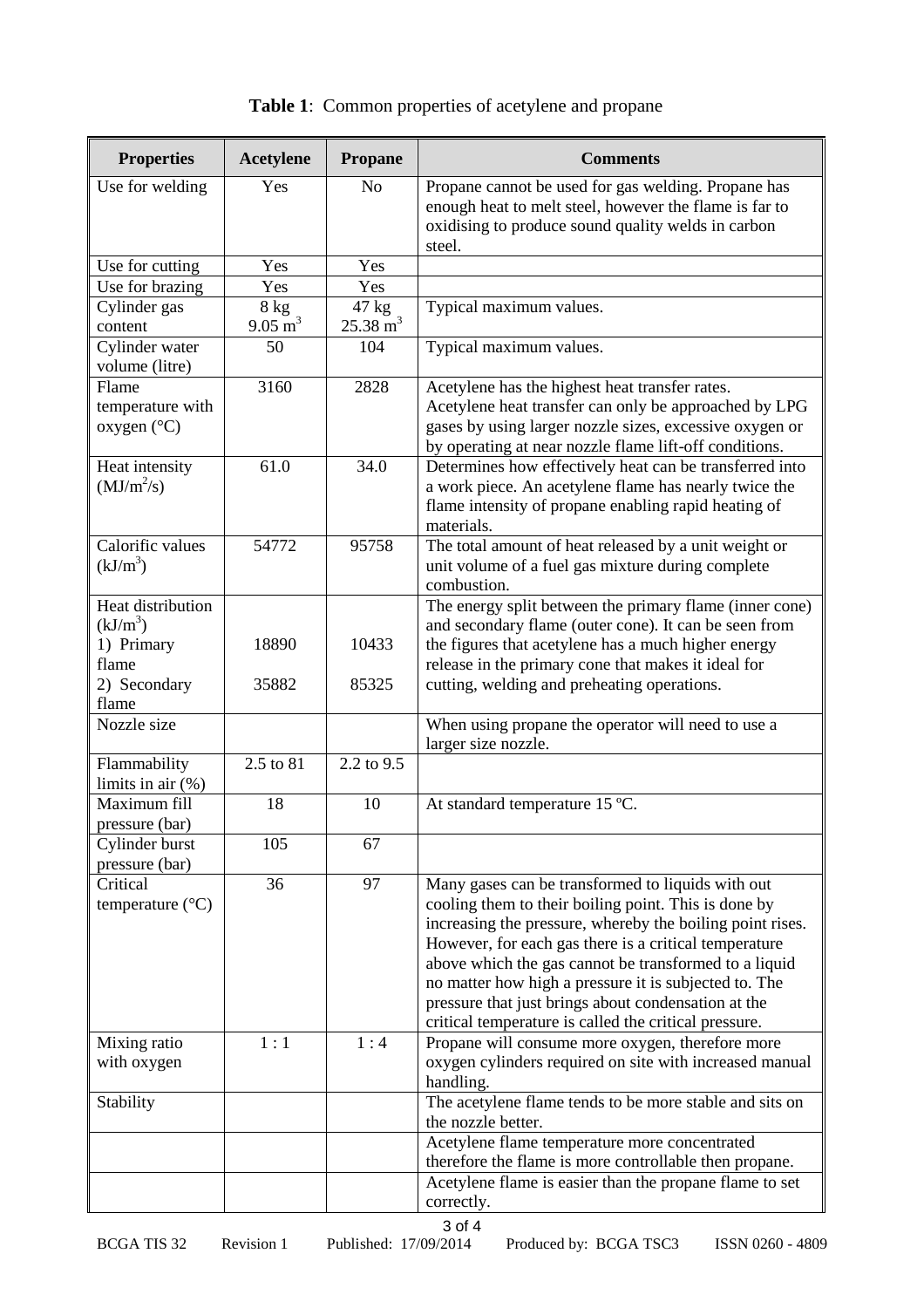**Table 1**: Common properties of acetylene and propane

| Properties | Acetylene | Propane | Comments |
|---|---|---|---|
| Use for welding | Yes | No | Propane cannot be used for gas welding. Propane has enough heat to melt steel, however the flame is far to oxidising to produce sound quality welds in carbon steel. |
| Use for cutting | Yes | Yes | |
| Use for brazing | Yes | Yes | |
| Cylinder gas content | 8 kg<br>9.05 $m^3$ | 47 kg<br>25.38 $m^3$ | Typical maximum values. |
| Cylinder water volume (litre) | 50 | 104 | Typical maximum values. |
| Flame temperature with oxygen (°C) | 3160 | 2828 | Acetylene has the highest heat transfer rates. Acetylene heat transfer can only be approached by LPG gases by using larger nozzle sizes, excessive oxygen or by operating at near nozzle flame lift-off conditions. |
| Heat intensity ($MJ/m^2/s$) | 61.0 | 34.0 | Determines how effectively heat can be transferred into a work piece. An acetylene flame has nearly twice the flame intensity of propane enabling rapid heating of materials. |
| Calorific values ($kJ/m^3$) | 54772 | 95758 | The total amount of heat released by a unit weight or unit volume of a fuel gas mixture during complete combustion. |
| Heat distribution ($kJ/m^3$)<br>1) Primary flame<br>2) Secondary flame | <br>18890<br>35882 | <br>10433<br>85325 | The energy split between the primary flame (inner cone) and secondary flame (outer cone). It can be seen from the figures that acetylene has a much higher energy release in the primary cone that makes it ideal for cutting, welding and preheating operations. |
| Nozzle size | | | When using propane the operator will need to use a larger size nozzle. |
| Flammability limits in air (%) | 2.5 to 81 | 2.2 to 9.5 | |
| Maximum fill pressure (bar) | 18 | 10 | At standard temperature 15 ºC. |
| Cylinder burst pressure (bar) | 105 | 67 | |
| Critical temperature (°C) | 36 | 97 | Many gases can be transformed to liquids with out cooling them to their boiling point. This is done by increasing the pressure, whereby the boiling point rises. However, for each gas there is a critical temperature above which the gas cannot be transformed to a liquid no matter how high a pressure it is subjected to. The pressure that just brings about condensation at the critical temperature is called the critical pressure. |
| Mixing ratio with oxygen | 1 : 1 | 1 : 4 | Propane will consume more oxygen, therefore more oxygen cylinders required on site with increased manual handling. |
| Stability | | | The acetylene flame tends to be more stable and sits on the nozzle better. |
| | | | Acetylene flame temperature more concentrated therefore the flame is more controllable then propane. |
| | | | Acetylene flame is easier than the propane flame to set correctly. |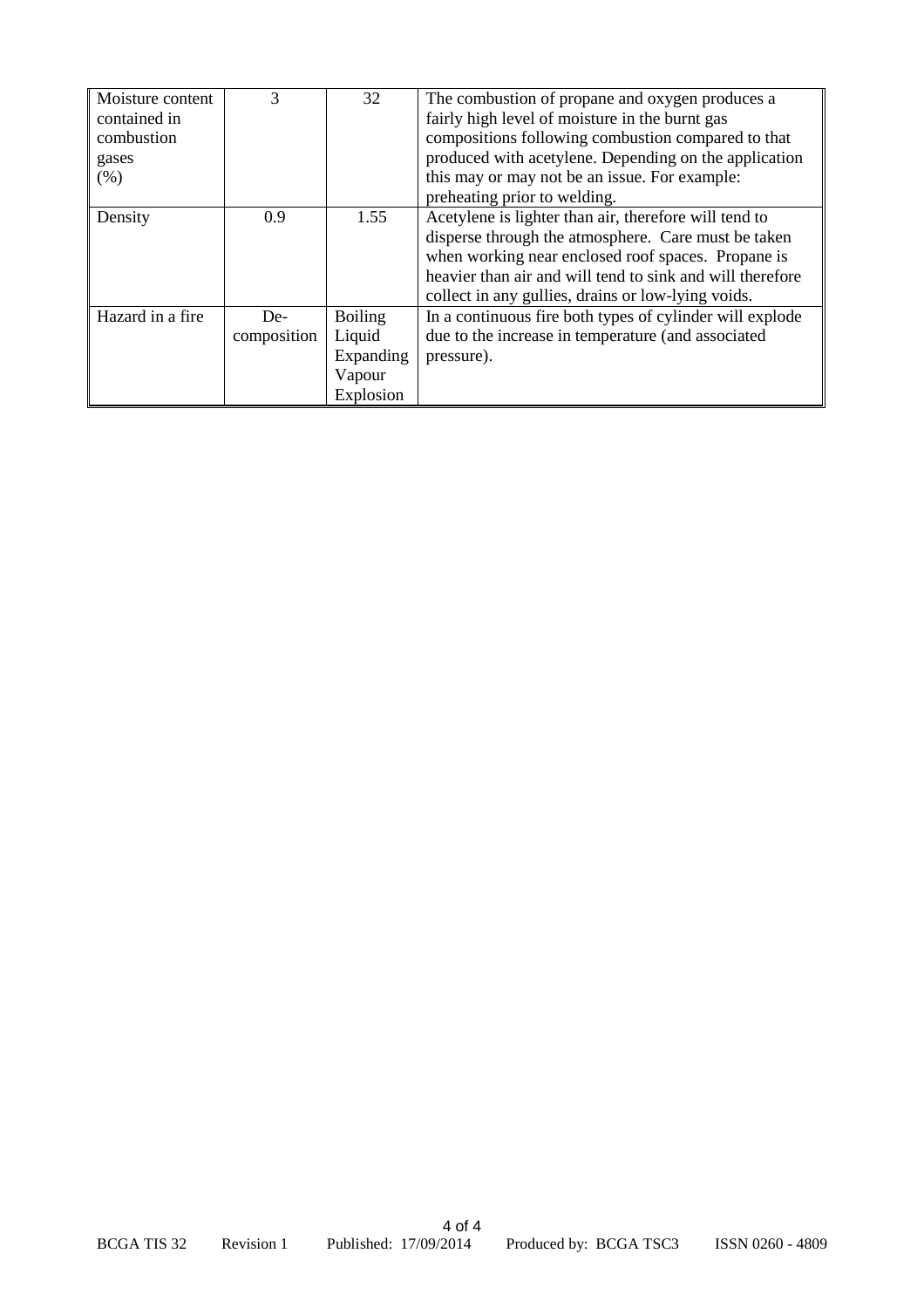| | | | |
|---|---|---|---|
| Moisture content contained in combustion gases (%) | 3 | 32 | The combustion of propane and oxygen produces a fairly high level of moisture in the burnt gas compositions following combustion compared to that produced with acetylene. Depending on the application this may or may not be an issue. For example: preheating prior to welding. |
| Density | 0.9 | 1.55 | Acetylene is lighter than air, therefore will tend to disperse through the atmosphere. Care must be taken when working near enclosed roof spaces. Propane is heavier than air and will tend to sink and will therefore collect in any gullies, drains or low-lying voids. |
| Hazard in a fire | De-composition | Boiling Liquid Expanding Vapour Explosion | In a continuous fire both types of cylinder will explode due to the increase in temperature (and associated pressure). |

BCGA TIS 32 Revision 1 Published: 17/09/2014 Produced by: BCGA TSC3 ISSN 0260 - 4809